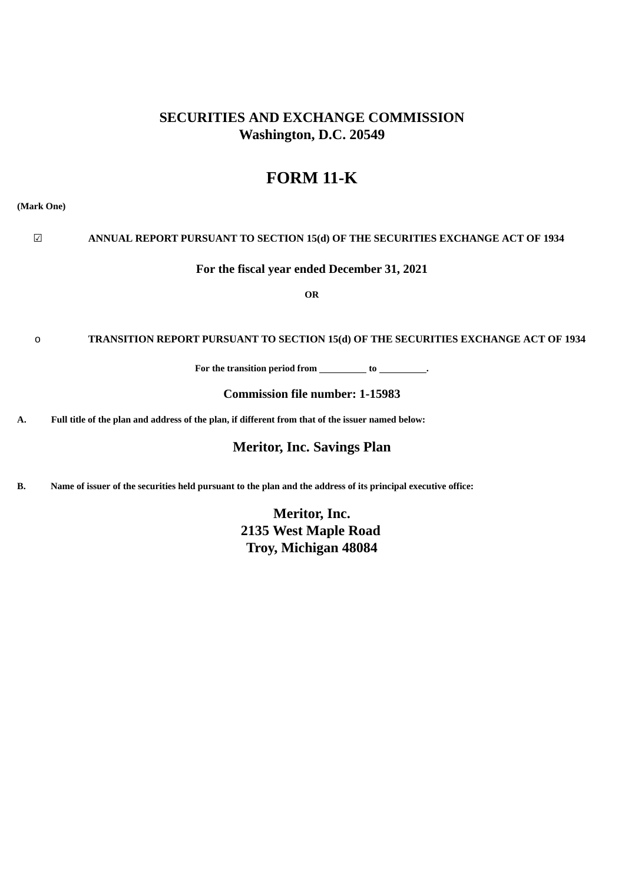# SECURITIES AND EXCHANGE COMMISSION
## Washington, D.C. 20549

# FORM 11-K

**(Mark One)**

☑ **ANNUAL REPORT PURSUANT TO SECTION 15(d) OF THE SECURITIES EXCHANGE ACT OF 1934**

**For the fiscal year ended December 31, 2021**

**OR**

o **TRANSITION REPORT PURSUANT TO SECTION 15(d) OF THE SECURITIES EXCHANGE ACT OF 1934**

**For the transition period from __________ to __________.**

**Commission file number: 1-15983**

**A. Full title of the plan and address of the plan, if different from that of the issuer named below:**

## Meritor, Inc. Savings Plan

**B. Name of issuer of the securities held pursuant to the plan and the address of its principal executive office:**

**Meritor, Inc.**
**2135 West Maple Road**
**Troy, Michigan 48084**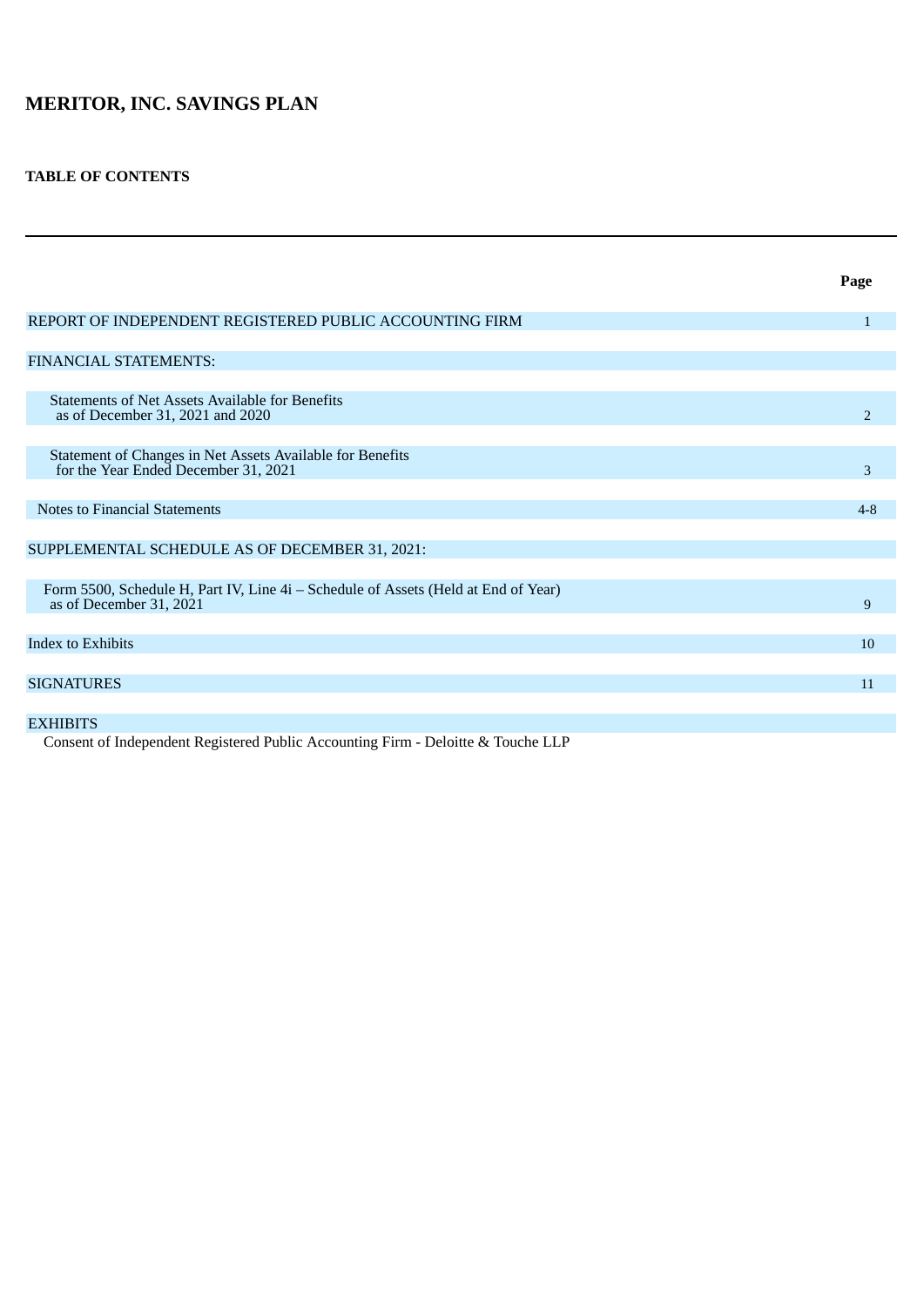# MERITOR, INC. SAVINGS PLAN

**TABLE OF CONTENTS**

| | **Page** |
|---|---|
| REPORT OF INDEPENDENT REGISTERED PUBLIC ACCOUNTING FIRM | 1 |
| FINANCIAL STATEMENTS: | |
| Statements of Net Assets Available for Benefits as of December 31, 2021 and 2020 | 2 |
| Statement of Changes in Net Assets Available for Benefits for the Year Ended December 31, 2021 | 3 |
| Notes to Financial Statements | 4-8 |
| SUPPLEMENTAL SCHEDULE AS OF DECEMBER 31, 2021: | |
| Form 5500, Schedule H, Part IV, Line 4i – Schedule of Assets (Held at End of Year) as of December 31, 2021 | 9 |
| Index to Exhibits | 10 |
| SIGNATURES | 11 |
| EXHIBITS | |
| Consent of Independent Registered Public Accounting Firm - Deloitte & Touche LLP | |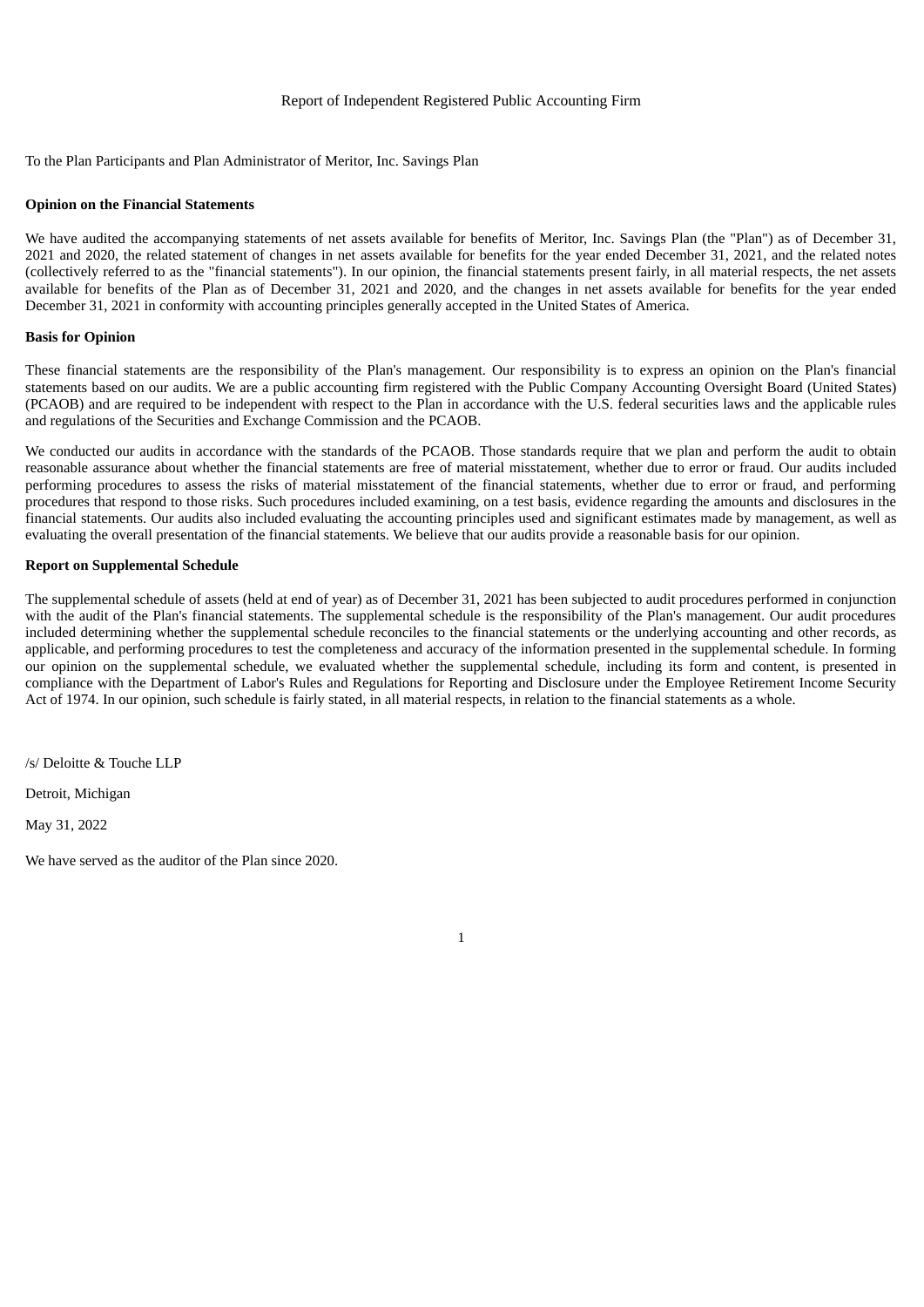# Report of Independent Registered Public Accounting Firm

To the Plan Participants and Plan Administrator of Meritor, Inc. Savings Plan

**Opinion on the Financial Statements**

We have audited the accompanying statements of net assets available for benefits of Meritor, Inc. Savings Plan (the "Plan") as of December 31, 2021 and 2020, the related statement of changes in net assets available for benefits for the year ended December 31, 2021, and the related notes (collectively referred to as the "financial statements"). In our opinion, the financial statements present fairly, in all material respects, the net assets available for benefits of the Plan as of December 31, 2021 and 2020, and the changes in net assets available for benefits for the year ended December 31, 2021 in conformity with accounting principles generally accepted in the United States of America.

**Basis for Opinion**

These financial statements are the responsibility of the Plan's management. Our responsibility is to express an opinion on the Plan's financial statements based on our audits. We are a public accounting firm registered with the Public Company Accounting Oversight Board (United States) (PCAOB) and are required to be independent with respect to the Plan in accordance with the U.S. federal securities laws and the applicable rules and regulations of the Securities and Exchange Commission and the PCAOB.

We conducted our audits in accordance with the standards of the PCAOB. Those standards require that we plan and perform the audit to obtain reasonable assurance about whether the financial statements are free of material misstatement, whether due to error or fraud. Our audits included performing procedures to assess the risks of material misstatement of the financial statements, whether due to error or fraud, and performing procedures that respond to those risks. Such procedures included examining, on a test basis, evidence regarding the amounts and disclosures in the financial statements. Our audits also included evaluating the accounting principles used and significant estimates made by management, as well as evaluating the overall presentation of the financial statements. We believe that our audits provide a reasonable basis for our opinion.

**Report on Supplemental Schedule**

The supplemental schedule of assets (held at end of year) as of December 31, 2021 has been subjected to audit procedures performed in conjunction with the audit of the Plan's financial statements. The supplemental schedule is the responsibility of the Plan's management. Our audit procedures included determining whether the supplemental schedule reconciles to the financial statements or the underlying accounting and other records, as applicable, and performing procedures to test the completeness and accuracy of the information presented in the supplemental schedule. In forming our opinion on the supplemental schedule, we evaluated whether the supplemental schedule, including its form and content, is presented in compliance with the Department of Labor's Rules and Regulations for Reporting and Disclosure under the Employee Retirement Income Security Act of 1974. In our opinion, such schedule is fairly stated, in all material respects, in relation to the financial statements as a whole.

/s/ Deloitte & Touche LLP

Detroit, Michigan

May 31, 2022

We have served as the auditor of the Plan since 2020.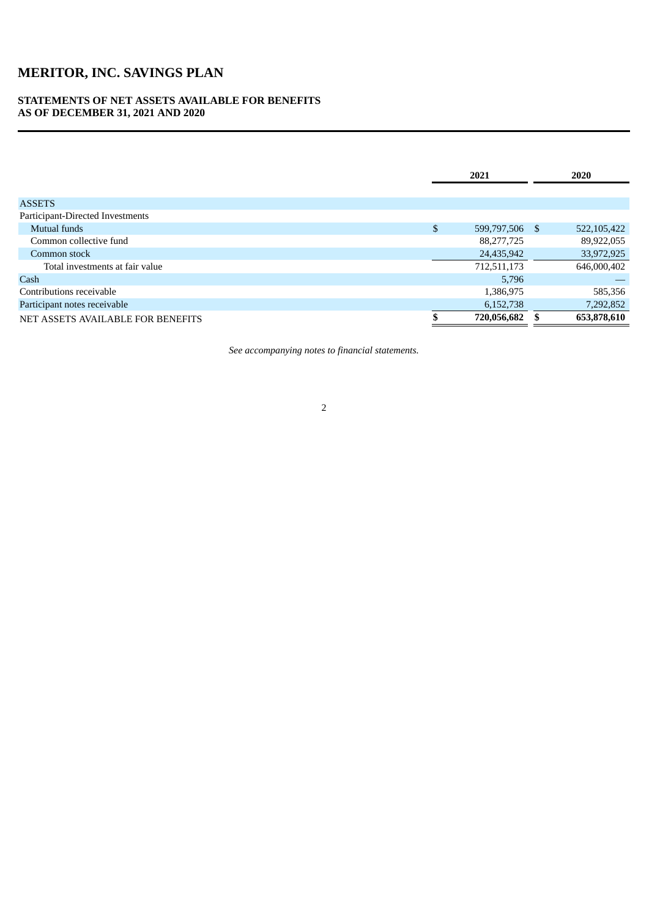# MERITOR, INC. SAVINGS PLAN

**STATEMENTS OF NET ASSETS AVAILABLE FOR BENEFITS**
**AS OF DECEMBER 31, 2021 AND 2020**

| | 2021 | 2020 |
|---|---|---|
| ASSETS | | |
| Participant-Directed Investments | | |
| Mutual funds | $ 599,797,506 | $ 522,105,422 |
| Common collective fund | 88,277,725 | 89,922,055 |
| Common stock | 24,435,942 | 33,972,925 |
| Total investments at fair value | 712,511,173 | 646,000,402 |
| Cash | 5,796 | — |
| Contributions receivable | 1,386,975 | 585,356 |
| Participant notes receivable | 6,152,738 | 7,292,852 |
| NET ASSETS AVAILABLE FOR BENEFITS | **$ 720,056,682** | **$ 653,878,610** |

*See accompanying notes to financial statements.*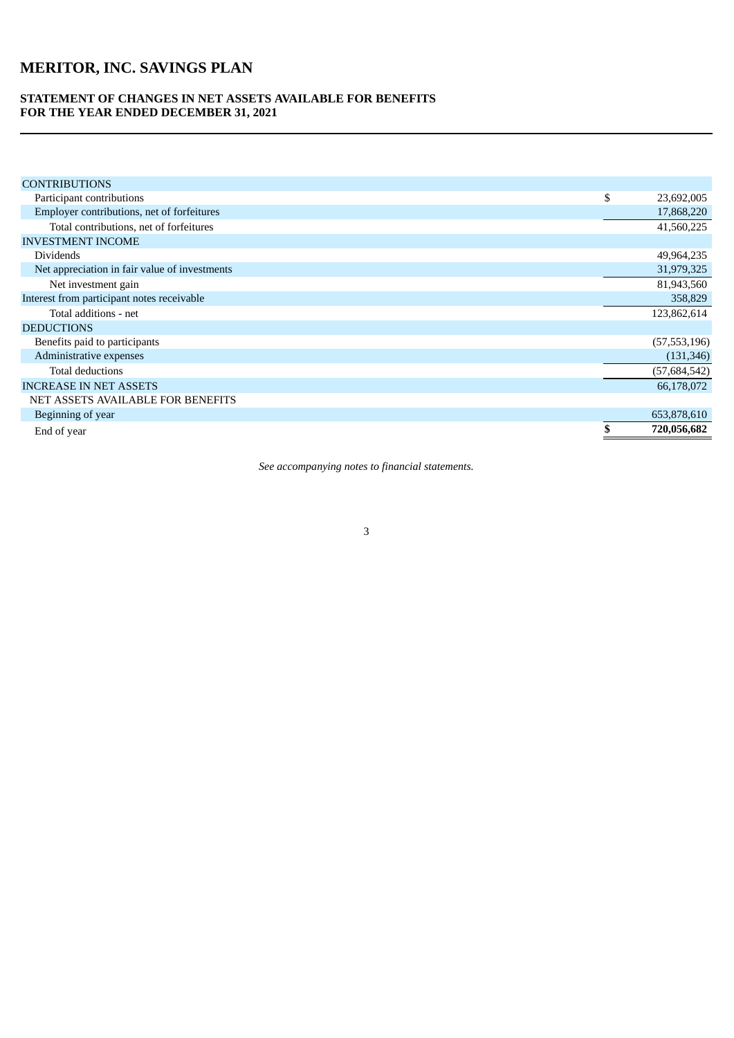# MERITOR, INC. SAVINGS PLAN

## STATEMENT OF CHANGES IN NET ASSETS AVAILABLE FOR BENEFITS
## FOR THE YEAR ENDED DECEMBER 31, 2021

| | |
|---|---|
| CONTRIBUTIONS | |
| Participant contributions | $ 23,692,005 |
| Employer contributions, net of forfeitures | 17,868,220 |
| Total contributions, net of forfeitures | 41,560,225 |
| INVESTMENT INCOME | |
| Dividends | 49,964,235 |
| Net appreciation in fair value of investments | 31,979,325 |
| Net investment gain | 81,943,560 |
| Interest from participant notes receivable | 358,829 |
| Total additions - net | 123,862,614 |
| DEDUCTIONS | |
| Benefits paid to participants | (57,553,196) |
| Administrative expenses | (131,346) |
| Total deductions | (57,684,542) |
| INCREASE IN NET ASSETS | 66,178,072 |
| NET ASSETS AVAILABLE FOR BENEFITS | |
| Beginning of year | 653,878,610 |
| End of year | **$ 720,056,682** |

*See accompanying notes to financial statements.*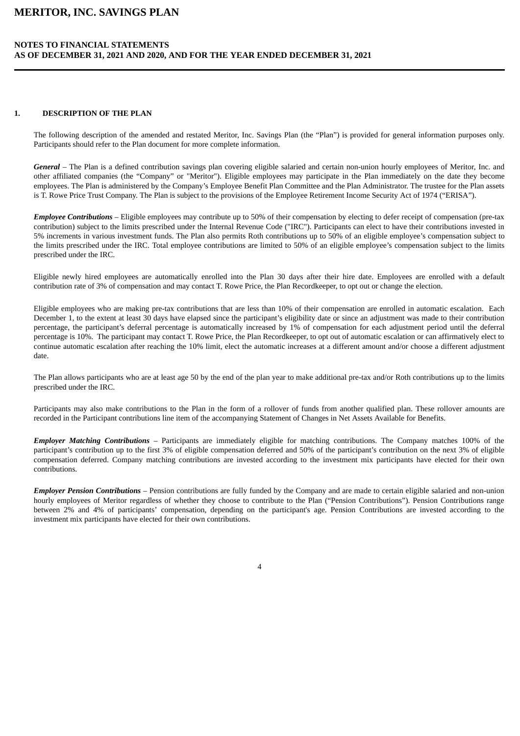# MERITOR, INC. SAVINGS PLAN

## NOTES TO FINANCIAL STATEMENTS
## AS OF DECEMBER 31, 2021 AND 2020, AND FOR THE YEAR ENDED DECEMBER 31, 2021

### 1. DESCRIPTION OF THE PLAN

The following description of the amended and restated Meritor, Inc. Savings Plan (the "Plan") is provided for general information purposes only. Participants should refer to the Plan document for more complete information.

***General*** – The Plan is a defined contribution savings plan covering eligible salaried and certain non-union hourly employees of Meritor, Inc. and other affiliated companies (the "Company" or "Meritor"). Eligible employees may participate in the Plan immediately on the date they become employees. The Plan is administered by the Company's Employee Benefit Plan Committee and the Plan Administrator. The trustee for the Plan assets is T. Rowe Price Trust Company. The Plan is subject to the provisions of the Employee Retirement Income Security Act of 1974 ("ERISA").

***Employee Contributions*** – Eligible employees may contribute up to 50% of their compensation by electing to defer receipt of compensation (pre-tax contribution) subject to the limits prescribed under the Internal Revenue Code ("IRC"). Participants can elect to have their contributions invested in 5% increments in various investment funds. The Plan also permits Roth contributions up to 50% of an eligible employee's compensation subject to the limits prescribed under the IRC. Total employee contributions are limited to 50% of an eligible employee's compensation subject to the limits prescribed under the IRC.

Eligible newly hired employees are automatically enrolled into the Plan 30 days after their hire date. Employees are enrolled with a default contribution rate of 3% of compensation and may contact T. Rowe Price, the Plan Recordkeeper, to opt out or change the election.

Eligible employees who are making pre-tax contributions that are less than 10% of their compensation are enrolled in automatic escalation. Each December 1, to the extent at least 30 days have elapsed since the participant's eligibility date or since an adjustment was made to their contribution percentage, the participant's deferral percentage is automatically increased by 1% of compensation for each adjustment period until the deferral percentage is 10%. The participant may contact T. Rowe Price, the Plan Recordkeeper, to opt out of automatic escalation or can affirmatively elect to continue automatic escalation after reaching the 10% limit, elect the automatic increases at a different amount and/or choose a different adjustment date.

The Plan allows participants who are at least age 50 by the end of the plan year to make additional pre-tax and/or Roth contributions up to the limits prescribed under the IRC.

Participants may also make contributions to the Plan in the form of a rollover of funds from another qualified plan. These rollover amounts are recorded in the Participant contributions line item of the accompanying Statement of Changes in Net Assets Available for Benefits.

***Employer Matching Contributions*** – Participants are immediately eligible for matching contributions. The Company matches 100% of the participant's contribution up to the first 3% of eligible compensation deferred and 50% of the participant's contribution on the next 3% of eligible compensation deferred. Company matching contributions are invested according to the investment mix participants have elected for their own contributions.

***Employer Pension Contributions*** – Pension contributions are fully funded by the Company and are made to certain eligible salaried and non-union hourly employees of Meritor regardless of whether they choose to contribute to the Plan ("Pension Contributions"). Pension Contributions range between 2% and 4% of participants' compensation, depending on the participant's age. Pension Contributions are invested according to the investment mix participants have elected for their own contributions.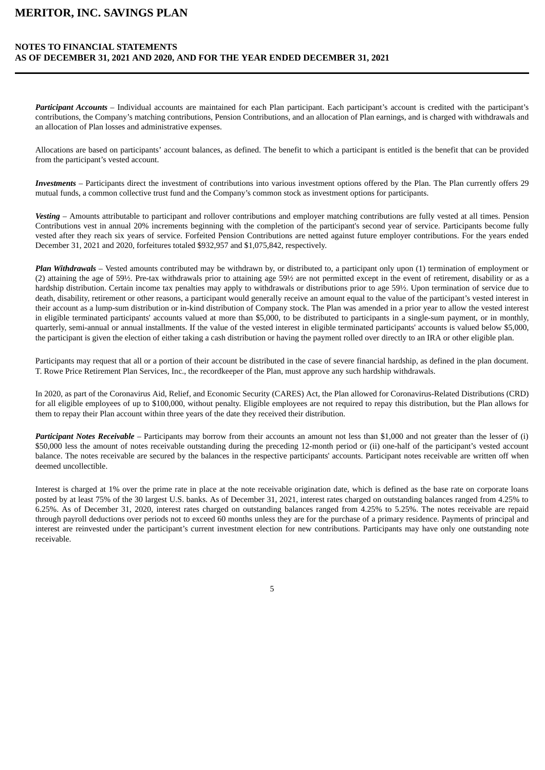***Participant Accounts*** – Individual accounts are maintained for each Plan participant. Each participant's account is credited with the participant's contributions, the Company's matching contributions, Pension Contributions, and an allocation of Plan earnings, and is charged with withdrawals and an allocation of Plan losses and administrative expenses.

Allocations are based on participants' account balances, as defined. The benefit to which a participant is entitled is the benefit that can be provided from the participant's vested account.

***Investments*** – Participants direct the investment of contributions into various investment options offered by the Plan. The Plan currently offers 29 mutual funds, a common collective trust fund and the Company's common stock as investment options for participants.

***Vesting*** – Amounts attributable to participant and rollover contributions and employer matching contributions are fully vested at all times. Pension Contributions vest in annual 20% increments beginning with the completion of the participant's second year of service. Participants become fully vested after they reach six years of service. Forfeited Pension Contributions are netted against future employer contributions. For the years ended December 31, 2021 and 2020, forfeitures totaled $932,957 and $1,075,842, respectively.

***Plan Withdrawals*** – Vested amounts contributed may be withdrawn by, or distributed to, a participant only upon (1) termination of employment or (2) attaining the age of 59½. Pre-tax withdrawals prior to attaining age 59½ are not permitted except in the event of retirement, disability or as a hardship distribution. Certain income tax penalties may apply to withdrawals or distributions prior to age 59½. Upon termination of service due to death, disability, retirement or other reasons, a participant would generally receive an amount equal to the value of the participant's vested interest in their account as a lump-sum distribution or in-kind distribution of Company stock. The Plan was amended in a prior year to allow the vested interest in eligible terminated participants' accounts valued at more than $5,000, to be distributed to participants in a single-sum payment, or in monthly, quarterly, semi-annual or annual installments. If the value of the vested interest in eligible terminated participants' accounts is valued below $5,000, the participant is given the election of either taking a cash distribution or having the payment rolled over directly to an IRA or other eligible plan.

Participants may request that all or a portion of their account be distributed in the case of severe financial hardship, as defined in the plan document. T. Rowe Price Retirement Plan Services, Inc., the recordkeeper of the Plan, must approve any such hardship withdrawals.

In 2020, as part of the Coronavirus Aid, Relief, and Economic Security (CARES) Act, the Plan allowed for Coronavirus-Related Distributions (CRD) for all eligible employees of up to $100,000, without penalty. Eligible employees are not required to repay this distribution, but the Plan allows for them to repay their Plan account within three years of the date they received their distribution.

***Participant Notes Receivable*** – Participants may borrow from their accounts an amount not less than $1,000 and not greater than the lesser of (i) $50,000 less the amount of notes receivable outstanding during the preceding 12-month period or (ii) one-half of the participant's vested account balance. The notes receivable are secured by the balances in the respective participants' accounts. Participant notes receivable are written off when deemed uncollectible.

Interest is charged at 1% over the prime rate in place at the note receivable origination date, which is defined as the base rate on corporate loans posted by at least 75% of the 30 largest U.S. banks. As of December 31, 2021, interest rates charged on outstanding balances ranged from 4.25% to 6.25%. As of December 31, 2020, interest rates charged on outstanding balances ranged from 4.25% to 5.25%. The notes receivable are repaid through payroll deductions over periods not to exceed 60 months unless they are for the purchase of a primary residence. Payments of principal and interest are reinvested under the participant's current investment election for new contributions. Participants may have only one outstanding note receivable.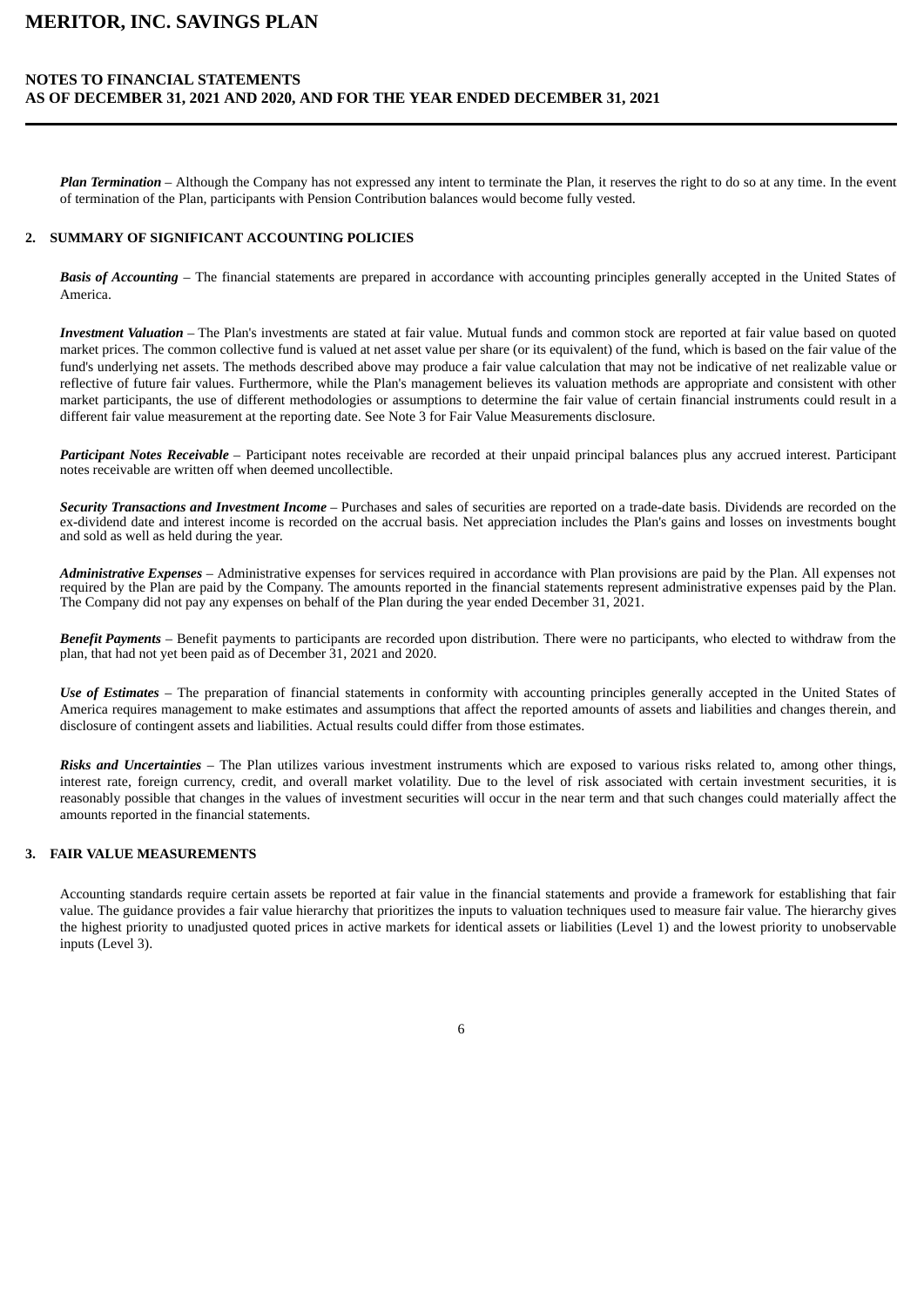***Plan Termination*** – Although the Company has not expressed any intent to terminate the Plan, it reserves the right to do so at any time. In the event of termination of the Plan, participants with Pension Contribution balances would become fully vested.

## 2. SUMMARY OF SIGNIFICANT ACCOUNTING POLICIES

***Basis of Accounting*** – The financial statements are prepared in accordance with accounting principles generally accepted in the United States of America.

***Investment Valuation*** – The Plan's investments are stated at fair value. Mutual funds and common stock are reported at fair value based on quoted market prices. The common collective fund is valued at net asset value per share (or its equivalent) of the fund, which is based on the fair value of the fund's underlying net assets. The methods described above may produce a fair value calculation that may not be indicative of net realizable value or reflective of future fair values. Furthermore, while the Plan's management believes its valuation methods are appropriate and consistent with other market participants, the use of different methodologies or assumptions to determine the fair value of certain financial instruments could result in a different fair value measurement at the reporting date. See Note 3 for Fair Value Measurements disclosure.

***Participant Notes Receivable*** – Participant notes receivable are recorded at their unpaid principal balances plus any accrued interest. Participant notes receivable are written off when deemed uncollectible.

***Security Transactions and Investment Income*** – Purchases and sales of securities are reported on a trade-date basis. Dividends are recorded on the ex-dividend date and interest income is recorded on the accrual basis. Net appreciation includes the Plan's gains and losses on investments bought and sold as well as held during the year.

***Administrative Expenses*** – Administrative expenses for services required in accordance with Plan provisions are paid by the Plan. All expenses not required by the Plan are paid by the Company. The amounts reported in the financial statements represent administrative expenses paid by the Plan. The Company did not pay any expenses on behalf of the Plan during the year ended December 31, 2021.

***Benefit Payments*** – Benefit payments to participants are recorded upon distribution. There were no participants, who elected to withdraw from the plan, that had not yet been paid as of December 31, 2021 and 2020.

***Use of Estimates*** – The preparation of financial statements in conformity with accounting principles generally accepted in the United States of America requires management to make estimates and assumptions that affect the reported amounts of assets and liabilities and changes therein, and disclosure of contingent assets and liabilities. Actual results could differ from those estimates.

***Risks and Uncertainties*** – The Plan utilizes various investment instruments which are exposed to various risks related to, among other things, interest rate, foreign currency, credit, and overall market volatility. Due to the level of risk associated with certain investment securities, it is reasonably possible that changes in the values of investment securities will occur in the near term and that such changes could materially affect the amounts reported in the financial statements.

## 3. FAIR VALUE MEASUREMENTS

Accounting standards require certain assets be reported at fair value in the financial statements and provide a framework for establishing that fair value. The guidance provides a fair value hierarchy that prioritizes the inputs to valuation techniques used to measure fair value. The hierarchy gives the highest priority to unadjusted quoted prices in active markets for identical assets or liabilities (Level 1) and the lowest priority to unobservable inputs (Level 3).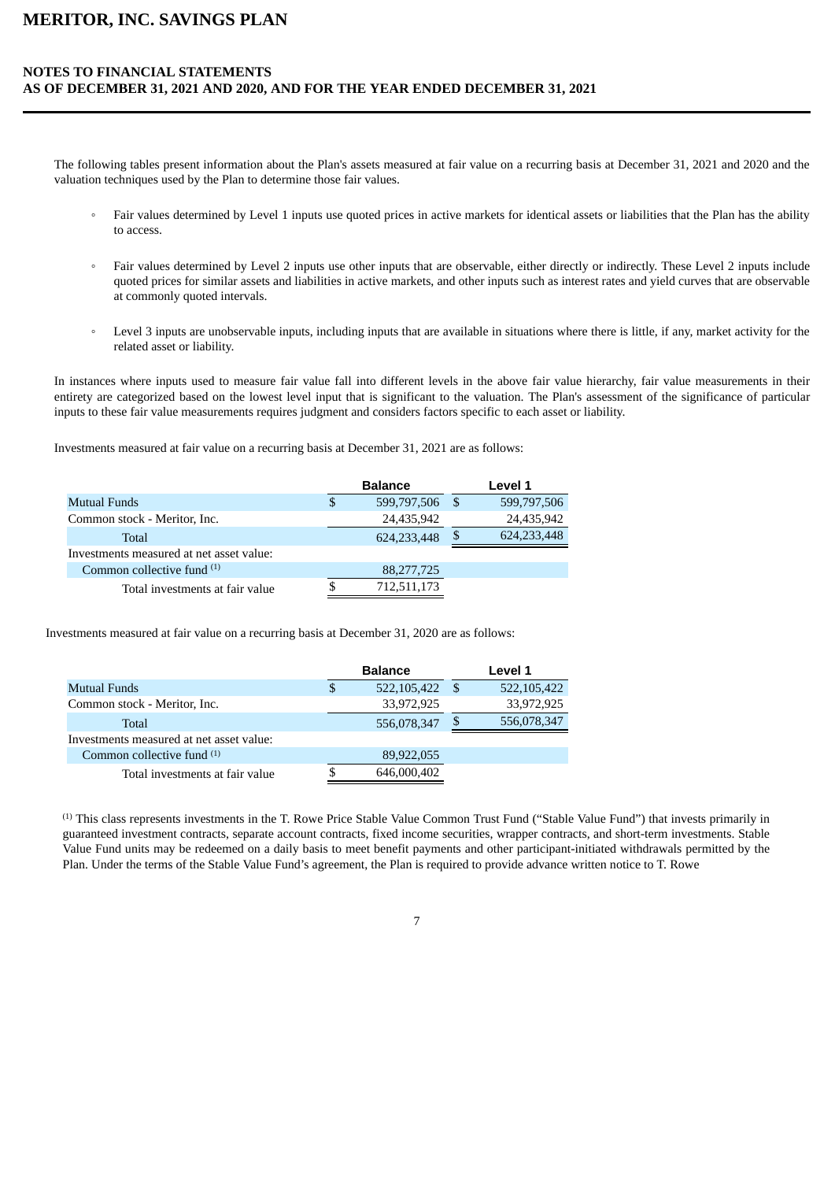The following tables present information about the Plan's assets measured at fair value on a recurring basis at December 31, 2021 and 2020 and the valuation techniques used by the Plan to determine those fair values.

- Fair values determined by Level 1 inputs use quoted prices in active markets for identical assets or liabilities that the Plan has the ability to access.
- Fair values determined by Level 2 inputs use other inputs that are observable, either directly or indirectly. These Level 2 inputs include quoted prices for similar assets and liabilities in active markets, and other inputs such as interest rates and yield curves that are observable at commonly quoted intervals.
- Level 3 inputs are unobservable inputs, including inputs that are available in situations where there is little, if any, market activity for the related asset or liability.

In instances where inputs used to measure fair value fall into different levels in the above fair value hierarchy, fair value measurements in their entirety are categorized based on the lowest level input that is significant to the valuation. The Plan's assessment of the significance of particular inputs to these fair value measurements requires judgment and considers factors specific to each asset or liability.

Investments measured at fair value on a recurring basis at December 31, 2021 are as follows:

| | Balance | Level 1 |
|---|---|---|
| Mutual Funds | $ 599,797,506 | $ 599,797,506 |
| Common stock - Meritor, Inc. | 24,435,942 | 24,435,942 |
| Total | 624,233,448 | $ 624,233,448 |
| Investments measured at net asset value: | | |
| Common collective fund [(1)] | 88,277,725 | |
| Total investments at fair value | $ 712,511,173 | |

Investments measured at fair value on a recurring basis at December 31, 2020 are as follows:

| | Balance | Level 1 |
|---|---|---|
| Mutual Funds | $ 522,105,422 | $ 522,105,422 |
| Common stock - Meritor, Inc. | 33,972,925 | 33,972,925 |
| Total | 556,078,347 | $ 556,078,347 |
| Investments measured at net asset value: | | |
| Common collective fund [(1)] | 89,922,055 | |
| Total investments at fair value | $ 646,000,402 | |

[(1)] This class represents investments in the T. Rowe Price Stable Value Common Trust Fund ("Stable Value Fund") that invests primarily in guaranteed investment contracts, separate account contracts, fixed income securities, wrapper contracts, and short-term investments. Stable Value Fund units may be redeemed on a daily basis to meet benefit payments and other participant-initiated withdrawals permitted by the Plan. Under the terms of the Stable Value Fund's agreement, the Plan is required to provide advance written notice to T. Rowe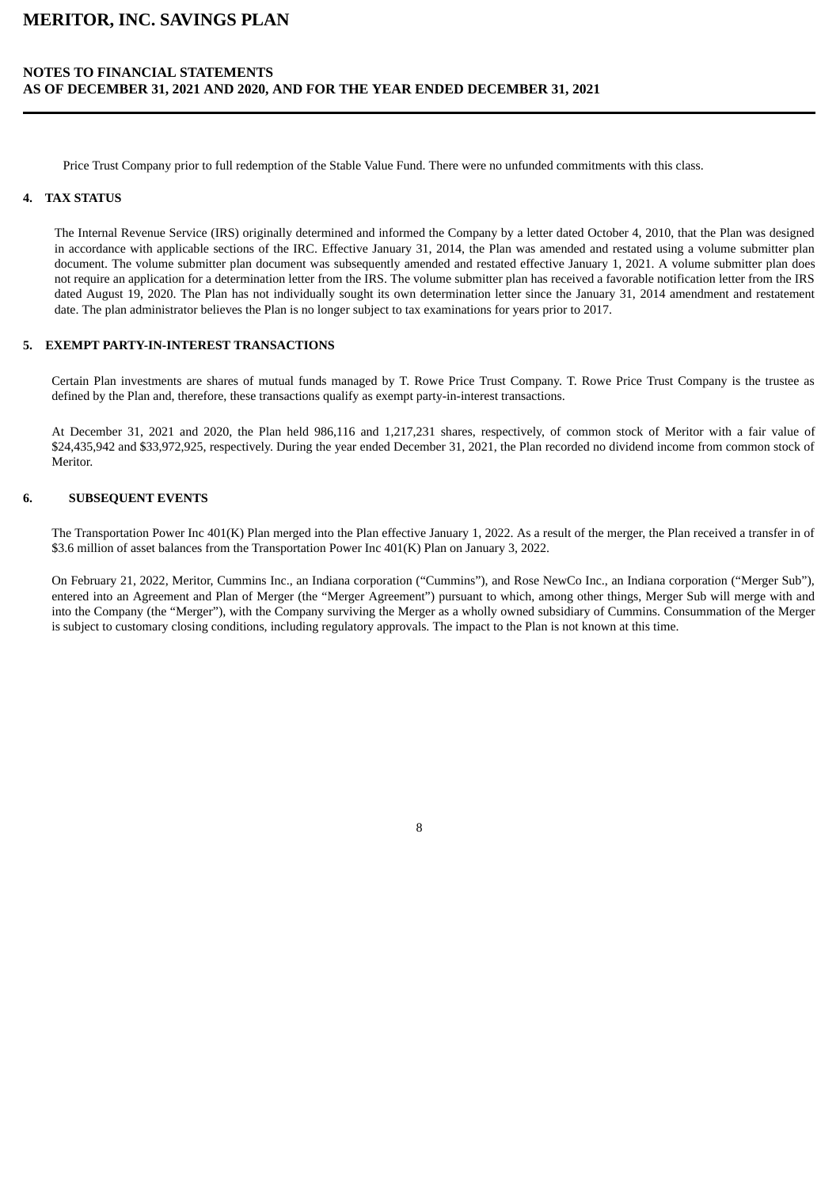Price Trust Company prior to full redemption of the Stable Value Fund. There were no unfunded commitments with this class.

## 4. TAX STATUS

The Internal Revenue Service (IRS) originally determined and informed the Company by a letter dated October 4, 2010, that the Plan was designed in accordance with applicable sections of the IRC. Effective January 31, 2014, the Plan was amended and restated using a volume submitter plan document. The volume submitter plan document was subsequently amended and restated effective January 1, 2021. A volume submitter plan does not require an application for a determination letter from the IRS. The volume submitter plan has received a favorable notification letter from the IRS dated August 19, 2020. The Plan has not individually sought its own determination letter since the January 31, 2014 amendment and restatement date. The plan administrator believes the Plan is no longer subject to tax examinations for years prior to 2017.

## 5. EXEMPT PARTY-IN-INTEREST TRANSACTIONS

Certain Plan investments are shares of mutual funds managed by T. Rowe Price Trust Company. T. Rowe Price Trust Company is the trustee as defined by the Plan and, therefore, these transactions qualify as exempt party-in-interest transactions.

At December 31, 2021 and 2020, the Plan held 986,116 and 1,217,231 shares, respectively, of common stock of Meritor with a fair value of $24,435,942 and $33,972,925, respectively. During the year ended December 31, 2021, the Plan recorded no dividend income from common stock of Meritor.

## 6. SUBSEQUENT EVENTS

The Transportation Power Inc 401(K) Plan merged into the Plan effective January 1, 2022. As a result of the merger, the Plan received a transfer in of $3.6 million of asset balances from the Transportation Power Inc 401(K) Plan on January 3, 2022.

On February 21, 2022, Meritor, Cummins Inc., an Indiana corporation (“Cummins”), and Rose NewCo Inc., an Indiana corporation (“Merger Sub”), entered into an Agreement and Plan of Merger (the “Merger Agreement”) pursuant to which, among other things, Merger Sub will merge with and into the Company (the “Merger”), with the Company surviving the Merger as a wholly owned subsidiary of Cummins. Consummation of the Merger is subject to customary closing conditions, including regulatory approvals. The impact to the Plan is not known at this time.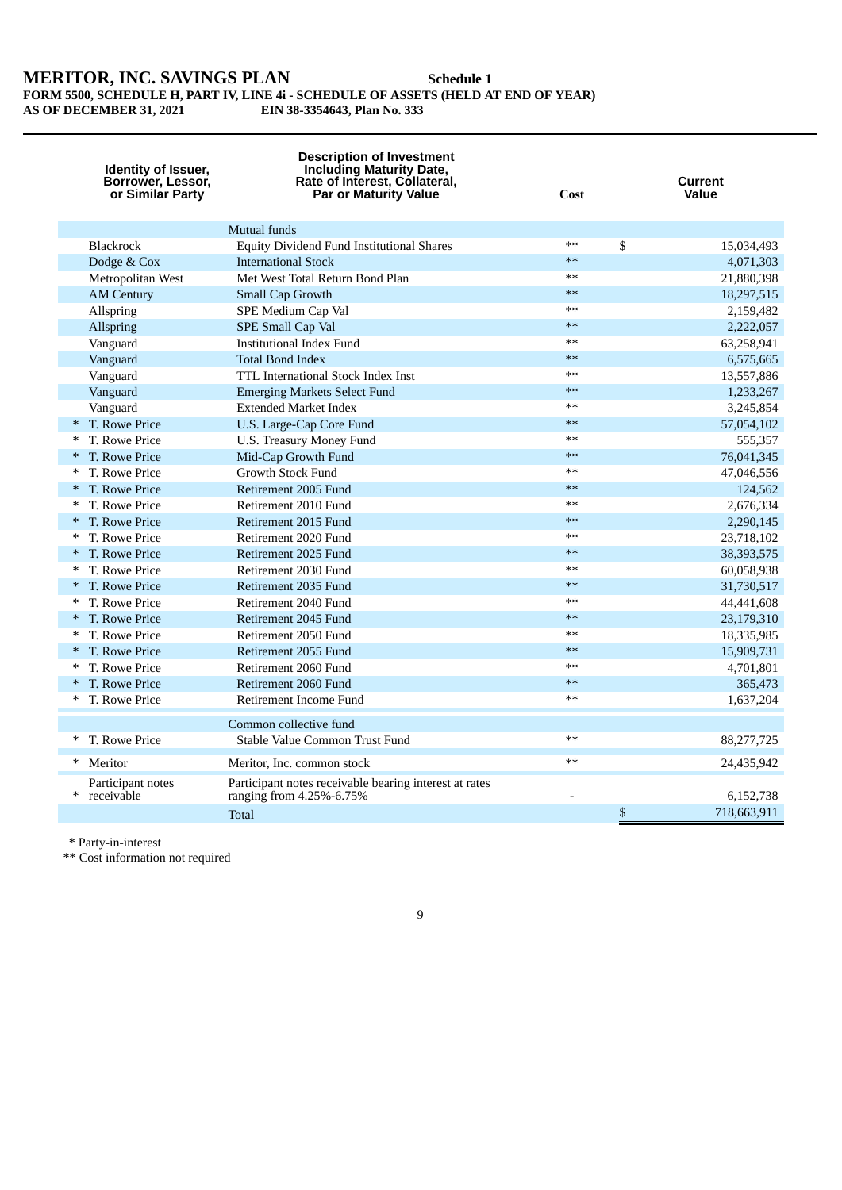# MERITOR, INC. SAVINGS PLAN

**Schedule 1**

**FORM 5500, SCHEDULE H, PART IV, LINE 4i - SCHEDULE OF ASSETS (HELD AT END OF YEAR)**

**AS OF DECEMBER 31, 2021** **EIN 38-3354643, Plan No. 333**

| | Identity of Issuer, Borrower, Lessor, or Similar Party | Description of Investment Including Maturity Date, Rate of Interest, Collateral, Par or Maturity Value | Cost | | Current Value |
|---|---|---|---|---|---|
| | | Mutual funds | | | |
| | Blackrock | Equity Dividend Fund Institutional Shares | ** | $ | 15,034,493 |
| | Dodge & Cox | International Stock | ** | | 4,071,303 |
| | Metropolitan West | Met West Total Return Bond Plan | ** | | 21,880,398 |
| | AM Century | Small Cap Growth | ** | | 18,297,515 |
| | Allspring | SPE Medium Cap Val | ** | | 2,159,482 |
| | Allspring | SPE Small Cap Val | ** | | 2,222,057 |
| | Vanguard | Institutional Index Fund | ** | | 63,258,941 |
| | Vanguard | Total Bond Index | ** | | 6,575,665 |
| | Vanguard | TTL International Stock Index Inst | ** | | 13,557,886 |
| | Vanguard | Emerging Markets Select Fund | ** | | 1,233,267 |
| | Vanguard | Extended Market Index | ** | | 3,245,854 |
| * | T. Rowe Price | U.S. Large-Cap Core Fund | ** | | 57,054,102 |
| * | T. Rowe Price | U.S. Treasury Money Fund | ** | | 555,357 |
| * | T. Rowe Price | Mid-Cap Growth Fund | ** | | 76,041,345 |
| * | T. Rowe Price | Growth Stock Fund | ** | | 47,046,556 |
| * | T. Rowe Price | Retirement 2005 Fund | ** | | 124,562 |
| * | T. Rowe Price | Retirement 2010 Fund | ** | | 2,676,334 |
| * | T. Rowe Price | Retirement 2015 Fund | ** | | 2,290,145 |
| * | T. Rowe Price | Retirement 2020 Fund | ** | | 23,718,102 |
| * | T. Rowe Price | Retirement 2025 Fund | ** | | 38,393,575 |
| * | T. Rowe Price | Retirement 2030 Fund | ** | | 60,058,938 |
| * | T. Rowe Price | Retirement 2035 Fund | ** | | 31,730,517 |
| * | T. Rowe Price | Retirement 2040 Fund | ** | | 44,441,608 |
| * | T. Rowe Price | Retirement 2045 Fund | ** | | 23,179,310 |
| * | T. Rowe Price | Retirement 2050 Fund | ** | | 18,335,985 |
| * | T. Rowe Price | Retirement 2055 Fund | ** | | 15,909,731 |
| * | T. Rowe Price | Retirement 2060 Fund | ** | | 4,701,801 |
| * | T. Rowe Price | Retirement 2060 Fund | ** | | 365,473 |
| * | T. Rowe Price | Retirement Income Fund | ** | | 1,637,204 |
| | | Common collective fund | | | |
| * | T. Rowe Price | Stable Value Common Trust Fund | ** | | 88,277,725 |
| * | Meritor | Meritor, Inc. common stock | ** | | 24,435,942 |
| * | Participant notes receivable | Participant notes receivable bearing interest at rates ranging from 4.25%-6.75% | - | | 6,152,738 |
| | | Total | | $ | 718,663,911 |

\* Party-in-interest

\** Cost information not required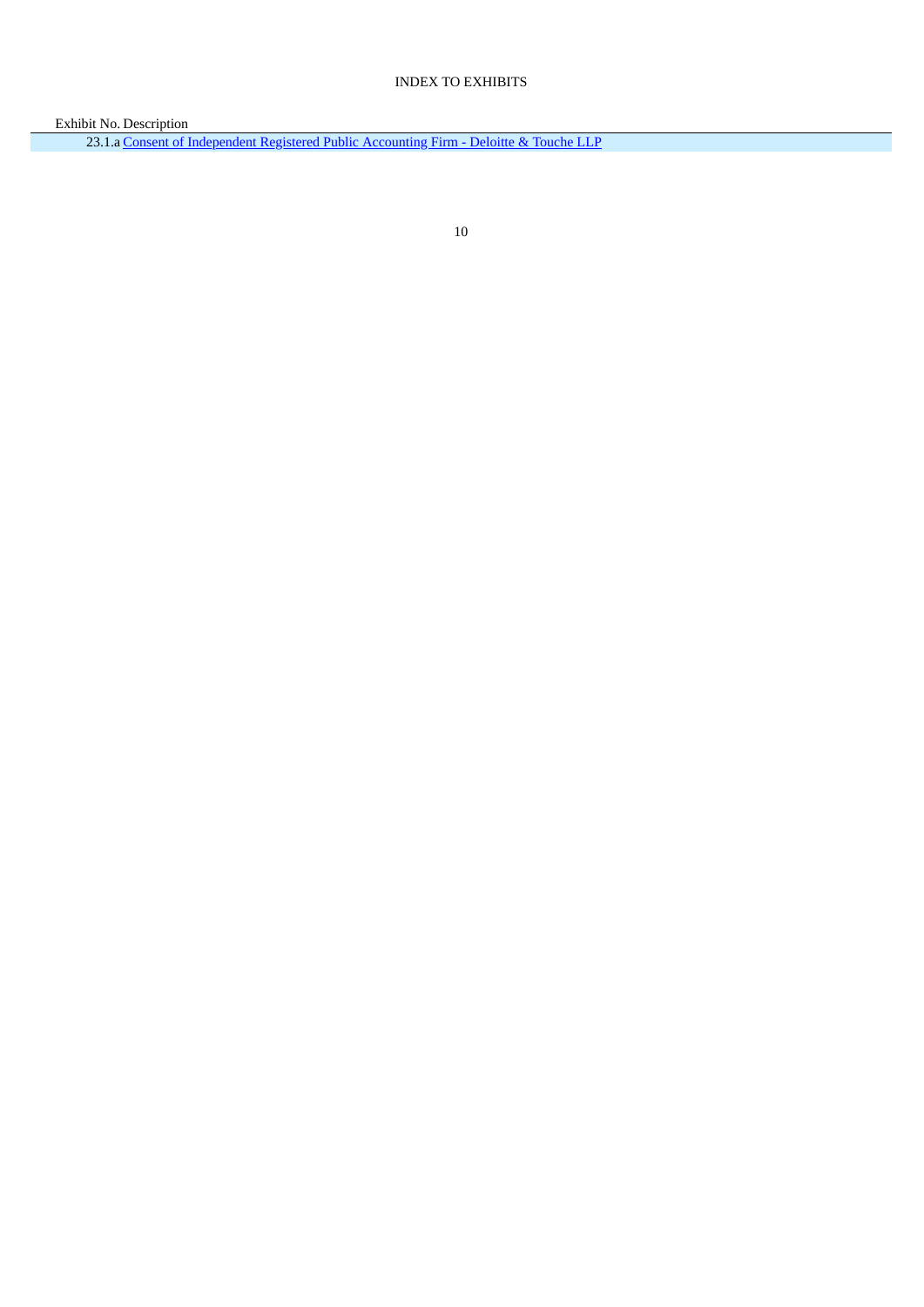INDEX TO EXHIBITS

| Exhibit No. | Description |
|---|---|
| 23.1.a | Consent of Independent Registered Public Accounting Firm - Deloitte & Touche LLP |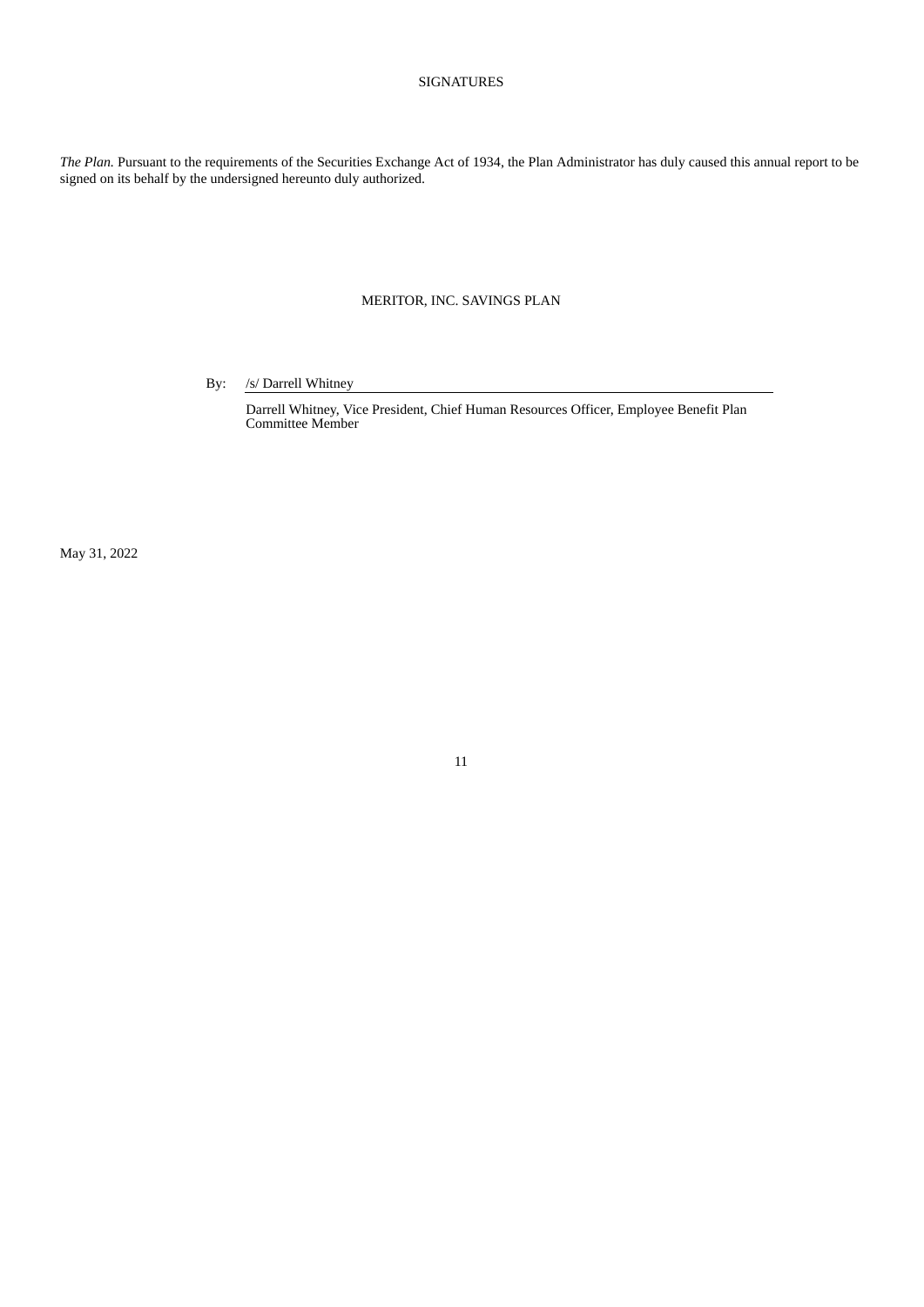# SIGNATURES

*The Plan.* Pursuant to the requirements of the Securities Exchange Act of 1934, the Plan Administrator has duly caused this annual report to be signed on its behalf by the undersigned hereunto duly authorized.

MERITOR, INC. SAVINGS PLAN

By: /s/ Darrell Whitney

Darrell Whitney, Vice President, Chief Human Resources Officer, Employee Benefit Plan Committee Member

May 31, 2022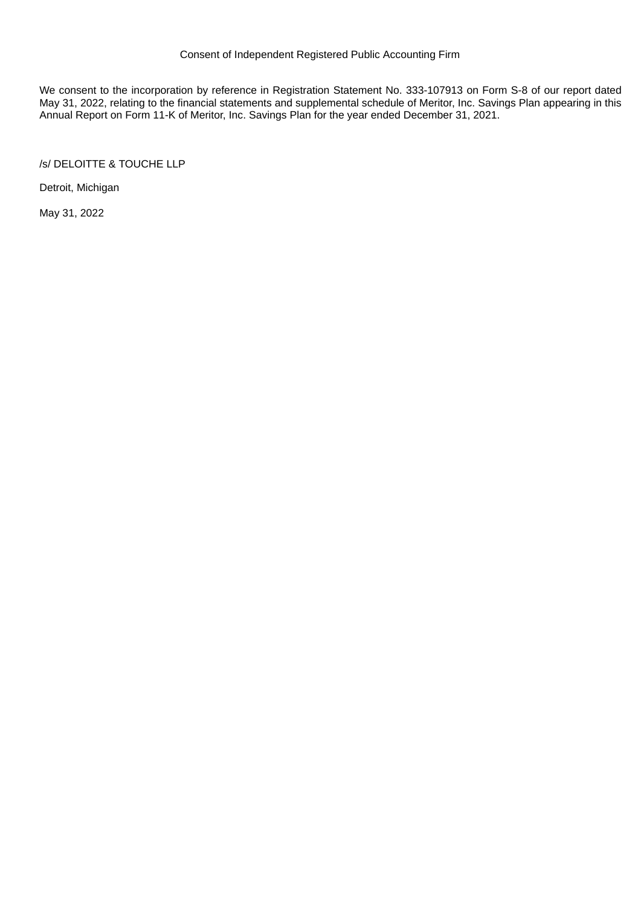# Consent of Independent Registered Public Accounting Firm

We consent to the incorporation by reference in Registration Statement No. 333-107913 on Form S-8 of our report dated May 31, 2022, relating to the financial statements and supplemental schedule of Meritor, Inc. Savings Plan appearing in this Annual Report on Form 11-K of Meritor, Inc. Savings Plan for the year ended December 31, 2021.

/s/ DELOITTE & TOUCHE LLP

Detroit, Michigan

May 31, 2022